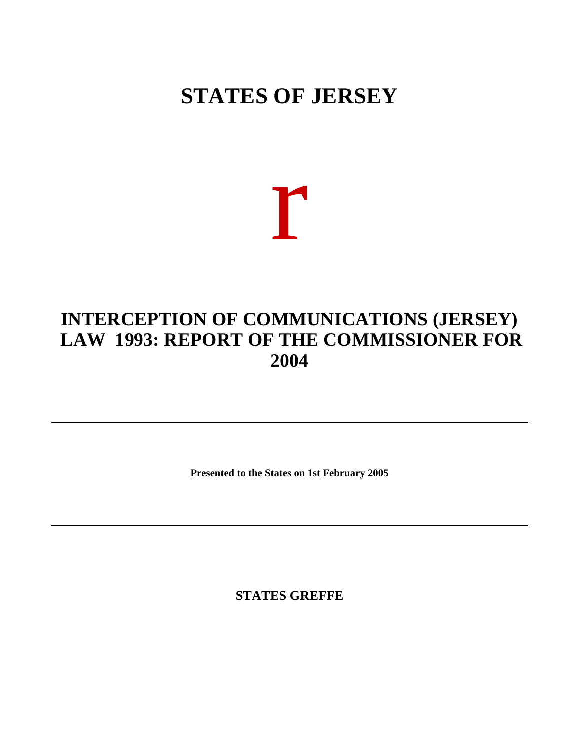# STATES OF JERSEY

r

## INTERCEPTION OF COMMUNICATIONS (JERSEY) LAW 1993: REPORT OF THE COMMISSIONER FOR 2004

---

**Presented to the States on 1st February 2005**

---

**STATES GREFFE**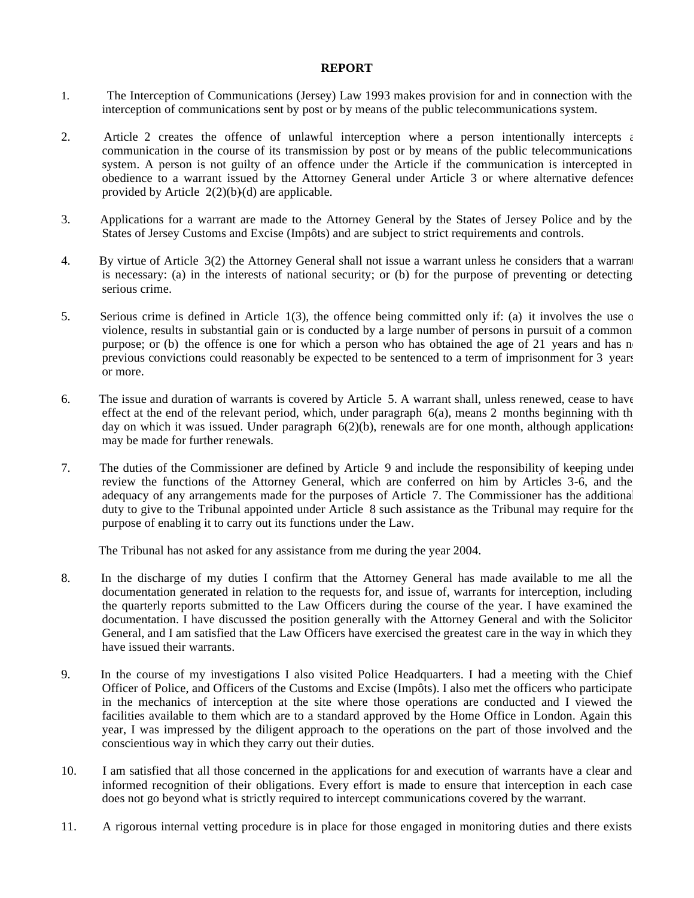**REPORT**

1. The Interception of Communications (Jersey) Law 1993 makes provision for and in connection with the interception of communications sent by post or by means of the public telecommunications system.

2. Article 2 creates the offence of unlawful interception where a person intentionally intercepts a communication in the course of its transmission by post or by means of the public telecommunications system. A person is not guilty of an offence under the Article if the communication is intercepted in obedience to a warrant issued by the Attorney General under Article 3 or where alternative defences provided by Article 2(2)(b)-(d) are applicable.

3. Applications for a warrant are made to the Attorney General by the States of Jersey Police and by the States of Jersey Customs and Excise (Impôts) and are subject to strict requirements and controls.

4. By virtue of Article 3(2) the Attorney General shall not issue a warrant unless he considers that a warrant is necessary: (a) in the interests of national security; or (b) for the purpose of preventing or detecting serious crime.

5. Serious crime is defined in Article 1(3), the offence being committed only if: (a) it involves the use of violence, results in substantial gain or is conducted by a large number of persons in pursuit of a common purpose; or (b) the offence is one for which a person who has obtained the age of 21 years and has no previous convictions could reasonably be expected to be sentenced to a term of imprisonment for 3 years or more.

6. The issue and duration of warrants is covered by Article 5. A warrant shall, unless renewed, cease to have effect at the end of the relevant period, which, under paragraph 6(a), means 2 months beginning with the day on which it was issued. Under paragraph 6(2)(b), renewals are for one month, although applications may be made for further renewals.

7. The duties of the Commissioner are defined by Article 9 and include the responsibility of keeping under review the functions of the Attorney General, which are conferred on him by Articles 3-6, and the adequacy of any arrangements made for the purposes of Article 7. The Commissioner has the additional duty to give to the Tribunal appointed under Article 8 such assistance as the Tribunal may require for the purpose of enabling it to carry out its functions under the Law.

   The Tribunal has not asked for any assistance from me during the year 2004.

8. In the discharge of my duties I confirm that the Attorney General has made available to me all the documentation generated in relation to the requests for, and issue of, warrants for interception, including the quarterly reports submitted to the Law Officers during the course of the year. I have examined the documentation. I have discussed the position generally with the Attorney General and with the Solicitor General, and I am satisfied that the Law Officers have exercised the greatest care in the way in which they have issued their warrants.

9. In the course of my investigations I also visited Police Headquarters. I had a meeting with the Chief Officer of Police, and Officers of the Customs and Excise (Impôts). I also met the officers who participate in the mechanics of interception at the site where those operations are conducted and I viewed the facilities available to them which are to a standard approved by the Home Office in London. Again this year, I was impressed by the diligent approach to the operations on the part of those involved and the conscientious way in which they carry out their duties.

10. I am satisfied that all those concerned in the applications for and execution of warrants have a clear and informed recognition of their obligations. Every effort is made to ensure that interception in each case does not go beyond what is strictly required to intercept communications covered by the warrant.

11. A rigorous internal vetting procedure is in place for those engaged in monitoring duties and there exists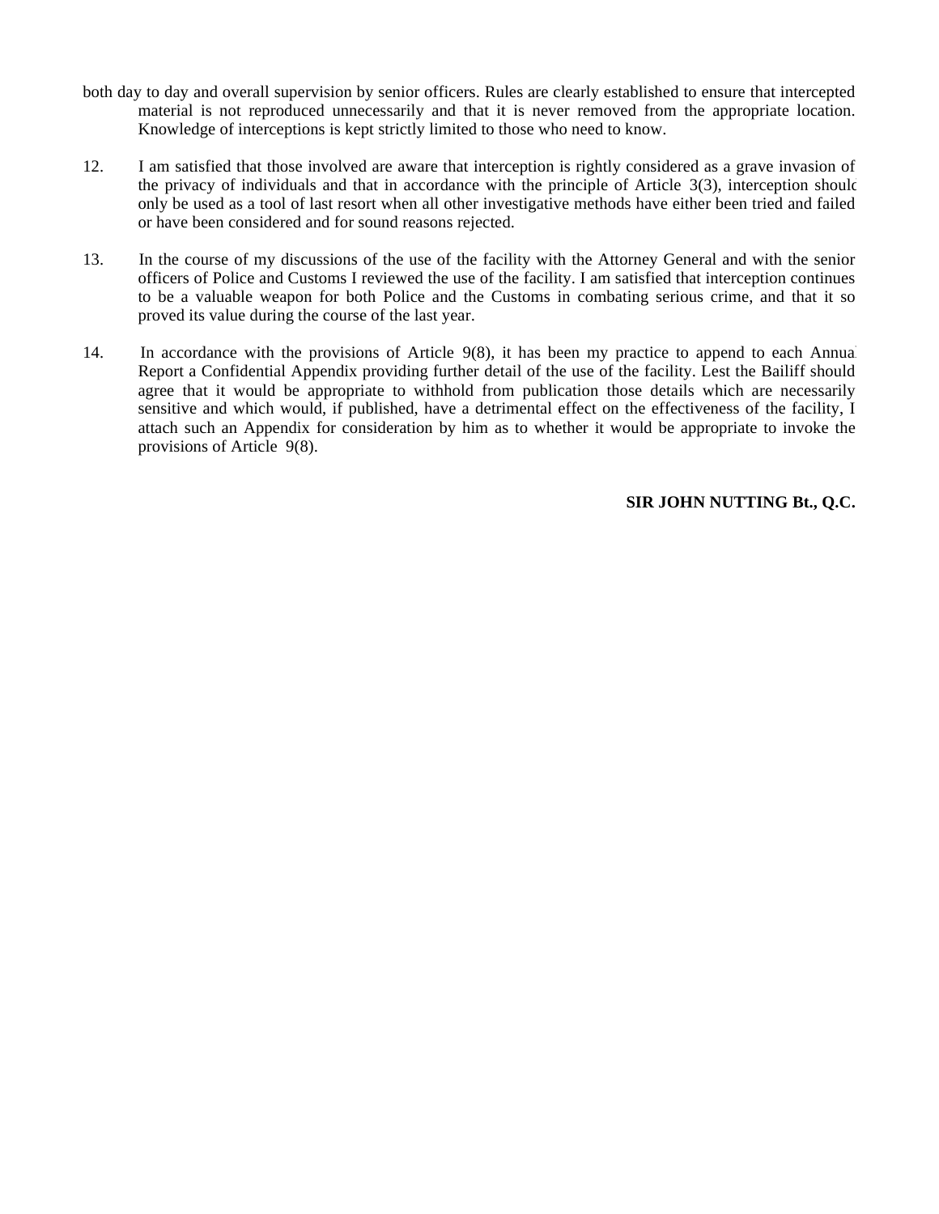both day to day and overall supervision by senior officers. Rules are clearly established to ensure that intercepted material is not reproduced unnecessarily and that it is never removed from the appropriate location. Knowledge of interceptions is kept strictly limited to those who need to know.

12. I am satisfied that those involved are aware that interception is rightly considered as a grave invasion of the privacy of individuals and that in accordance with the principle of Article 3(3), interception should only be used as a tool of last resort when all other investigative methods have either been tried and failed or have been considered and for sound reasons rejected.

13. In the course of my discussions of the use of the facility with the Attorney General and with the senior officers of Police and Customs I reviewed the use of the facility. I am satisfied that interception continues to be a valuable weapon for both Police and the Customs in combating serious crime, and that it so proved its value during the course of the last year.

14. In accordance with the provisions of Article 9(8), it has been my practice to append to each Annual Report a Confidential Appendix providing further detail of the use of the facility. Lest the Bailiff should agree that it would be appropriate to withhold from publication those details which are necessarily sensitive and which would, if published, have a detrimental effect on the effectiveness of the facility, I attach such an Appendix for consideration by him as to whether it would be appropriate to invoke the provisions of Article 9(8).

**SIR JOHN NUTTING Bt., Q.C.**